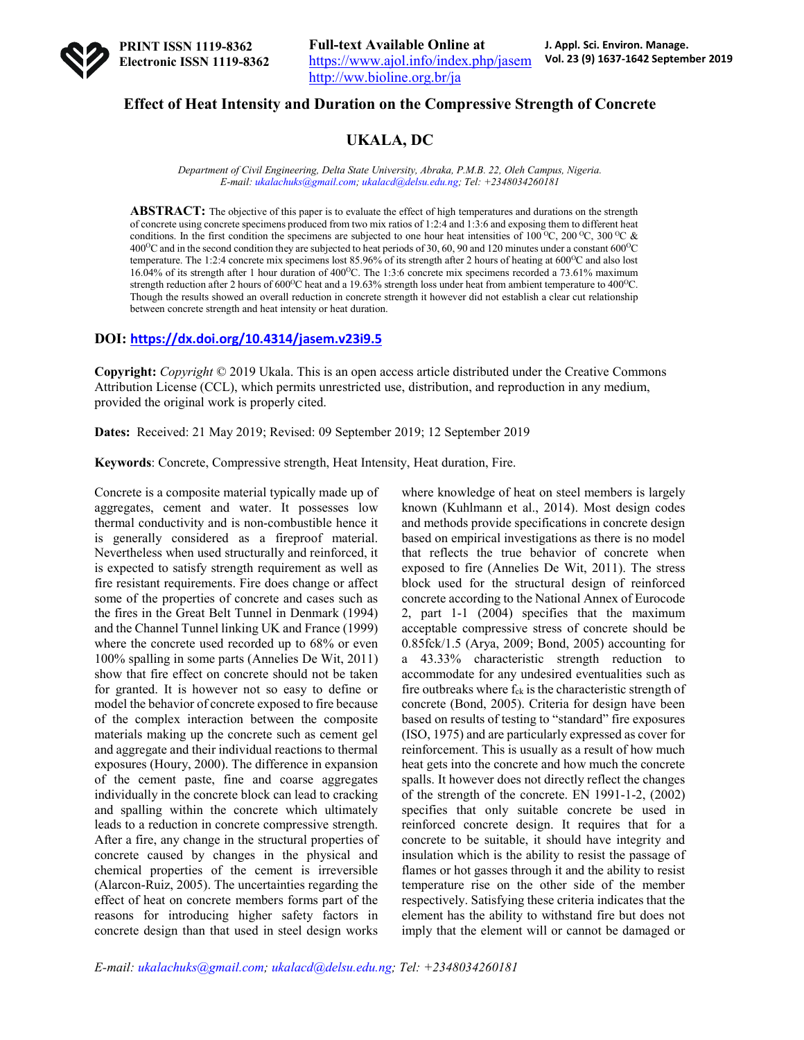PRINT ISSN 1119-8362
Electronic ISSN 1119-8362

Full-text Available Online at
https://www.ajol.info/index.php/jasem
http://ww.bioline.org.br/ja

# Effect of Heat Intensity and Duration on the Compressive Strength of Concrete

## UKALA, DC

*Department of Civil Engineering, Delta State University, Abraka, P.M.B. 22, Oleh Campus, Nigeria.*
*E-mail: ukalachuks@gmail.com; ukalacd@delsu.edu.ng; Tel: +2348034260181*

**ABSTRACT:** The objective of this paper is to evaluate the effect of high temperatures and durations on the strength of concrete using concrete specimens produced from two mix ratios of 1:2:4 and 1:3:6 and exposing them to different heat conditions. In the first condition the specimens are subjected to one hour heat intensities of 100 $^{O}$C, 200 $^{O}$C, 300 $^{O}$C & 400$^{O}$C and in the second condition they are subjected to heat periods of 30, 60, 90 and 120 minutes under a constant 600$^{O}$C temperature. The 1:2:4 concrete mix specimens lost 85.96% of its strength after 2 hours of heating at 600$^{O}$C and also lost 16.04% of its strength after 1 hour duration of 400$^{O}$C. The 1:3:6 concrete mix specimens recorded a 73.61% maximum strength reduction after 2 hours of 600$^{O}$C heat and a 19.63% strength loss under heat from ambient temperature to 400$^{O}$C. Though the results showed an overall reduction in concrete strength it however did not establish a clear cut relationship between concrete strength and heat intensity or heat duration.

**DOI: https://dx.doi.org/10.4314/jasem.v23i9.5**

**Copyright:** *Copyright* © 2019 Ukala. This is an open access article distributed under the Creative Commons Attribution License (CCL), which permits unrestricted use, distribution, and reproduction in any medium, provided the original work is properly cited.

**Dates:** Received: 21 May 2019; Revised: 09 September 2019; 12 September 2019

**Keywords**: Concrete, Compressive strength, Heat Intensity, Heat duration, Fire.

Concrete is a composite material typically made up of aggregates, cement and water. It possesses low thermal conductivity and is non-combustible hence it is generally considered as a fireproof material. Nevertheless when used structurally and reinforced, it is expected to satisfy strength requirement as well as fire resistant requirements. Fire does change or affect some of the properties of concrete and cases such as the fires in the Great Belt Tunnel in Denmark (1994) and the Channel Tunnel linking UK and France (1999) where the concrete used recorded up to 68% or even 100% spalling in some parts (Annelies De Wit, 2011) show that fire effect on concrete should not be taken for granted. It is however not so easy to define or model the behavior of concrete exposed to fire because of the complex interaction between the composite materials making up the concrete such as cement gel and aggregate and their individual reactions to thermal exposures (Houry, 2000). The difference in expansion of the cement paste, fine and coarse aggregates individually in the concrete block can lead to cracking and spalling within the concrete which ultimately leads to a reduction in concrete compressive strength. After a fire, any change in the structural properties of concrete caused by changes in the physical and chemical properties of the cement is irreversible (Alarcon-Ruiz, 2005). The uncertainties regarding the effect of heat on concrete members forms part of the reasons for introducing higher safety factors in concrete design than that used in steel design works where knowledge of heat on steel members is largely known (Kuhlmann et al., 2014). Most design codes and methods provide specifications in concrete design based on empirical investigations as there is no model that reflects the true behavior of concrete when exposed to fire (Annelies De Wit, 2011). The stress block used for the structural design of reinforced concrete according to the National Annex of Eurocode 2, part 1-1 (2004) specifies that the maximum acceptable compressive stress of concrete should be 0.85fck/1.5 (Arya, 2009; Bond, 2005) accounting for a 43.33% characteristic strength reduction to accommodate for any undesired eventualities such as fire outbreaks where $f_{ck}$ is the characteristic strength of concrete (Bond, 2005). Criteria for design have been based on results of testing to "standard" fire exposures (ISO, 1975) and are particularly expressed as cover for reinforcement. This is usually as a result of how much heat gets into the concrete and how much the concrete spalls. It however does not directly reflect the strength of the concrete. EN 1991-1-2, (2002) specifies that only suitable concrete be used in reinforced concrete design. It requires that for a concrete to be suitable, it should have integrity and insulation which is the ability to resist the passage of flames or hot gasses through it and the ability to resist temperature rise on the other side of the member respectively. Satisfying these criteria indicates that the element has the ability to withstand fire but does not imply that the element will or cannot be damaged or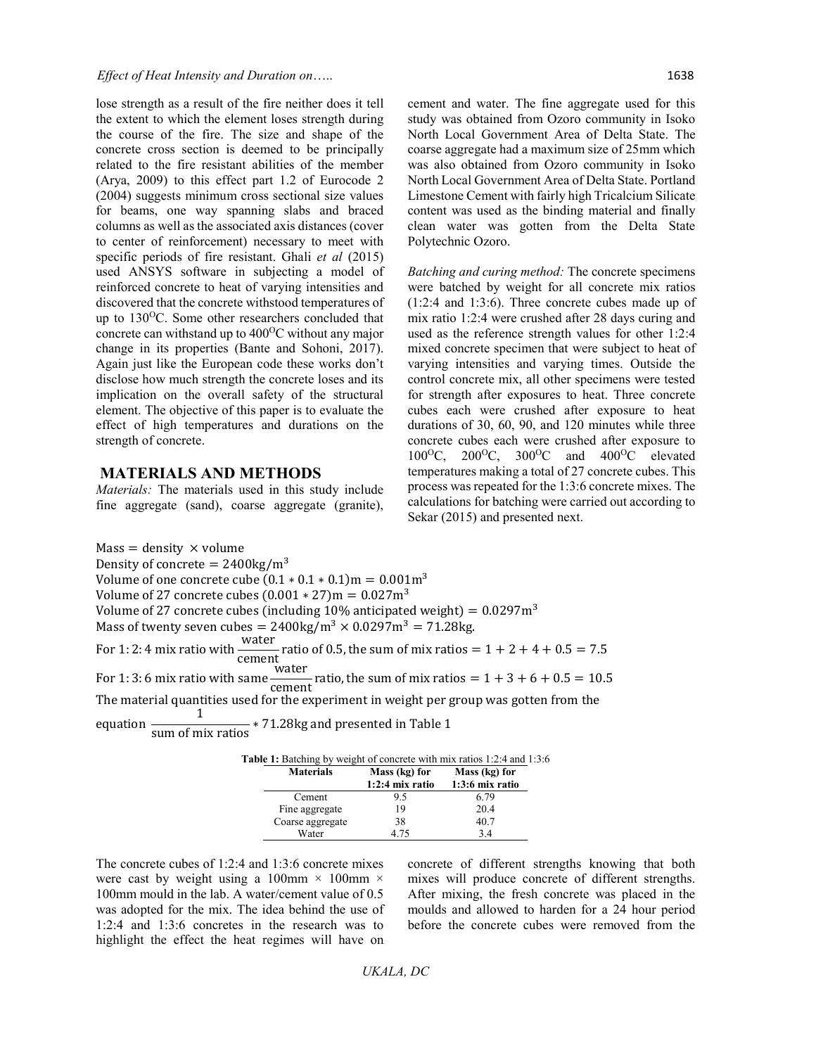lose strength as a result of the fire neither does it tell the extent to which the element loses strength during the course of the fire. The size and shape of the concrete cross section is deemed to be principally related to the fire resistant abilities of the member (Arya, 2009) to this effect part 1.2 of Eurocode 2 (2004) suggests minimum cross sectional size values for beams, one way spanning slabs and braced columns as well as the associated axis distances (cover to center of reinforcement) necessary to meet with specific periods of fire resistant. Ghali *et al* (2015) used ANSYS software in subjecting a model of reinforced concrete to heat of varying intensities and discovered that the concrete withstood temperatures of up to 130$^{O}$C. Some other researchers concluded that concrete can withstand up to 400$^{O}$C without any major change in its properties (Bante and Sohoni, 2017). Again just like the European code these works don't disclose how much strength the concrete loses and its implication on the overall safety of the structural element. The objective of this paper is to evaluate the effect of high temperatures and durations on the strength of concrete.

## MATERIALS AND METHODS

*Materials:* The materials used in this study include fine aggregate (sand), coarse aggregate (granite), cement and water. The fine aggregate used for this study was obtained from Ozoro community in Isoko North Local Government Area of Delta State. The coarse aggregate had a maximum size of 25mm which was also obtained from Ozoro community in Isoko North Local Government Area of Delta State. Portland Limestone Cement with fairly high Tricalcium Silicate content was used as the binding material and finally clean water was gotten from the Delta State Polytechnic Ozoro.

*Batching and curing method:* The concrete specimens were batched by weight for all concrete mix ratios (1:2:4 and 1:3:6). Three concrete cubes made up of mix ratio 1:2:4 were crushed after 28 days curing and used as the reference strength values for other 1:2:4 mixed concrete specimen that were subject to heat of varying intensities and varying times. Outside the control concrete mix, all other specimens were tested for strength after exposures to heat. Three concrete cubes each were crushed after exposure to heat durations of 30, 60, 90, and 120 minutes while three concrete cubes each were crushed after exposure to 100$^{O}$C, 200$^{O}$C, 300$^{O}$C and 400$^{O}$C elevated temperatures making a total of 27 concrete cubes. This process was repeated for the 1:3:6 concrete mixes. The calculations for batching were carried out according to Sekar (2015) and presented next.

$\text{Mass} = \text{density} \times \text{volume}$

$\text{Density of concrete} = 2400\text{kg/m}^3$

$\text{Volume of one concrete cube } (0.1 * 0.1 * 0.1)\text{m} = 0.001\text{m}^3$

$\text{Volume of 27 concrete cubes } (0.001 * 27)\text{m} = 0.027\text{m}^3$

$\text{Volume of 27 concrete cubes (including 10\% anticipated weight)} = 0.0297\text{m}^3$

$\text{Mass of twenty seven cubes} = 2400\text{kg/m}^3 \times 0.0297\text{m}^3 = 71.28\text{kg}.$

For 1:2:4 mix ratio with $\frac{\text{water}}{\text{cement}}$ ratio of 0.5, the sum of mix ratios $= 1 + 2 + 4 + 0.5 = 7.5$

For 1:3:6 mix ratio with same $\frac{\text{water}}{\text{cement}}$ ratio, the sum of mix ratios $= 1 + 3 + 6 + 0.5 = 10.5$

The material quantities used for the experiment in weight per group was gotten from the equation $\frac{1}{\text{sum of mix ratios}} * 71.28\text{kg}$ and presented in Table 1

**Table 1:** Batching by weight of concrete with mix ratios 1:2:4 and 1:3:6

| Materials | Mass (kg) for 1:2:4 mix ratio | Mass (kg) for 1:3:6 mix ratio |
|---|---|---|
| Cement | 9.5 | 6.79 |
| Fine aggregate | 19 | 20.4 |
| Coarse aggregate | 38 | 40.7 |
| Water | 4.75 | 3.4 |

The concrete cubes of 1:2:4 and 1:3:6 concrete mixes were cast by weight using a 100mm × 100mm × 100mm mould in the lab. A water/cement value of 0.5 was adopted for the mix. The idea behind the use of 1:2:4 and 1:3:6 concretes in the research was to highlight the effect the heat regimes will have on concrete of different strengths knowing that both mixes will produce concrete of different strengths. After mixing, the fresh concrete was placed in the moulds and allowed to harden for a 24 hour period before the concrete cubes were removed from the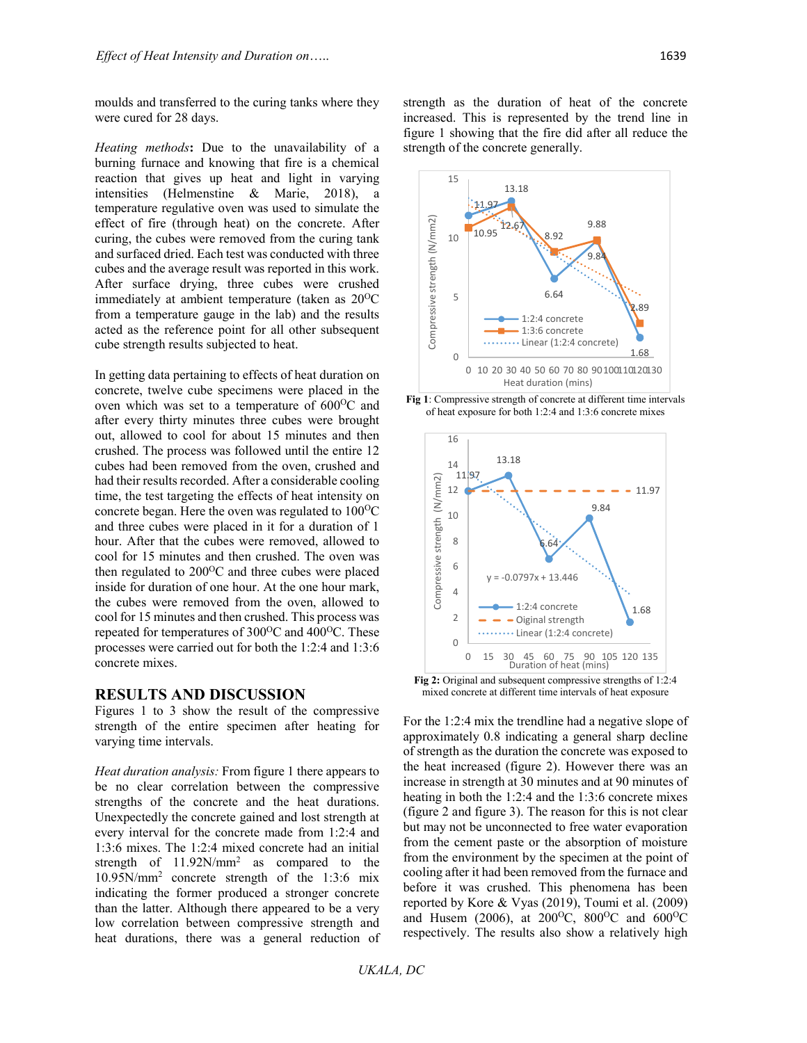moulds and transferred to the curing tanks where they were cured for 28 days.

*Heating methods*: Due to the unavailability of a burning furnace and knowing that fire is a chemical reaction that gives up heat and light in varying intensities (Helmenstine & Marie, 2018), a temperature regulative oven was used to simulate the effect of fire (through heat) on the concrete. After curing, the cubes were removed from the curing tank and surfaced dried. Each test was conducted with three cubes and the average result was reported in this work. After surface drying, three cubes were crushed immediately at ambient temperature (taken as 20$^{O}$C from a temperature gauge in the lab) and the results acted as the reference point for all other subsequent cube strength results subjected to heat.

In getting data pertaining to effects of heat duration on concrete, twelve cube specimens were placed in the oven which was set to a temperature of 600$^{O}$C and after every thirty minutes three cubes were brought out, allowed to cool for about 15 minutes and then crushed. The process was followed until the entire 12 cubes had been removed from the oven, crushed and had their results recorded. After a considerable cooling time, the test targeting the effects of heat intensity on concrete began. Here the oven was regulated to 100$^{O}$C and three cubes were placed in it for a duration of 1 hour. After that the cubes were removed, allowed to cool for 15 minutes and then crushed. The oven was then regulated to 200$^{O}$C and three cubes were placed inside for duration of one hour. At the one hour mark, the cubes were removed from the oven, allowed to cool for 15 minutes and then crushed. This process was repeated for temperatures of 300$^{O}$C and 400$^{O}$C. These processes were carried out for both the 1:2:4 and 1:3:6 concrete mixes.

## RESULTS AND DISCUSSION

Figures 1 to 3 show the result of the compressive strength of the entire specimen after heating for varying time intervals.

*Heat duration analysis:* From figure 1 there appears to be no clear correlation between the compressive strengths of the concrete and the heat durations. Unexpectedly the concrete gained and lost strength at every interval for the concrete made from 1:2:4 and 1:3:6 mixes. The 1:2:4 mixed concrete had an initial strength of 11.92N/mm$^{2}$ as compared to the 10.95N/mm$^{2}$ concrete strength of the 1:3:6 mix indicating the former produced a stronger concrete than the latter. Although there appeared to be a very low correlation between compressive strength and heat durations, there was a general reduction of strength as the duration of heat of the concrete increased. This is represented by the trend line in figure 1 showing that the fire did after all reduce the strength of the concrete generally.

**Fig 1**: Compressive strength of concrete at different time intervals of heat exposure for both 1:2:4 and 1:3:6 concrete mixes

**Fig 2:** Original and subsequent compressive strengths of 1:2:4 mixed concrete at different time intervals of heat exposure

For the 1:2:4 mix the trendline had a negative slope of approximately 0.8 indicating a general sharp decline of strength as the duration the concrete was exposed to the heat increased (figure 2). However there was an increase in strength at 30 minutes and at 90 minutes of heating in both the 1:2:4 and the 1:3:6 concrete mixes (figure 2 and figure 3). The reason for this is not clear but may not be unconnected to free water evaporation from the cement paste or the absorption of moisture from the environment by the specimen at the point of cooling after it had been removed from the furnace and before it was crushed. This phenomena has been reported by Kore & Vyas (2019), Toumi et al. (2009) and Husem (2006), at 200$^{O}$C, 800$^{O}$C and 600$^{O}$C respectively. The results also show a relatively high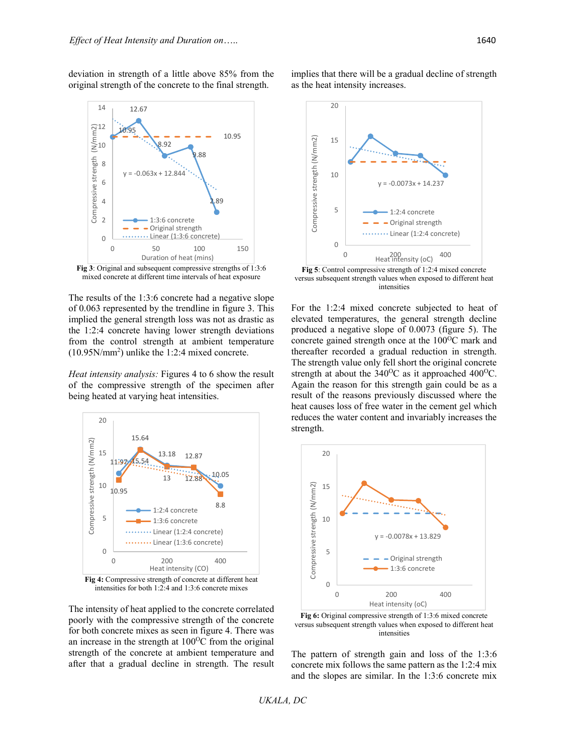deviation in strength of a little above 85% from the original strength of the concrete to the final strength.

**Fig 3**: Original and subsequent compressive strengths of 1:3:6 mixed concrete at different time intervals of heat exposure

The results of the 1:3:6 concrete had a negative slope of 0.063 represented by the trendline in figure 3. This implied the general strength loss was not as drastic as the 1:2:4 concrete having lower strength deviations from the control strength at ambient temperature (10.95N/mm$^2$) unlike the 1:2:4 mixed concrete.

*Heat intensity analysis:* Figures 4 to 6 show the result of the compressive strength of the specimen after being heated at varying heat intensities.

**Fig 4:** Compressive strength of concrete at different heat intensities for both 1:2:4 and 1:3:6 concrete mixes

The intensity of heat applied to the concrete correlated poorly with the compressive strength of the concrete for both concrete mixes as seen in figure 4. There was an increase in the strength at 100$^{O}$C from the original strength of the concrete at ambient temperature and after that a gradual decline in strength. The result implies that there will be a gradual decline of strength as the heat intensity increases.

**Fig 5**: Control compressive strength of 1:2:4 mixed concrete versus subsequent strength values when exposed to different heat intensities

For the 1:2:4 mixed concrete subjected to heat of elevated temperatures, the general strength decline produced a negative slope of 0.0073 (figure 5). The concrete gained strength once at the 100$^{O}$C mark and thereafter recorded a gradual reduction in strength. The strength value only fell short the original concrete strength at about the 340$^{O}$C as it approached 400$^{O}$C. Again the reason for this strength gain could be as a result of the reasons previously discussed where the heat causes loss of free water in the cement gel which reduces the water content and invariably increases the strength.

**Fig 6:** Original compressive strength of 1:3:6 mixed concrete versus subsequent strength values when exposed to different heat intensities

The pattern of strength gain and loss of the 1:3:6 concrete mix follows the same pattern as the 1:2:4 mix and the slopes are similar. In the 1:3:6 concrete mix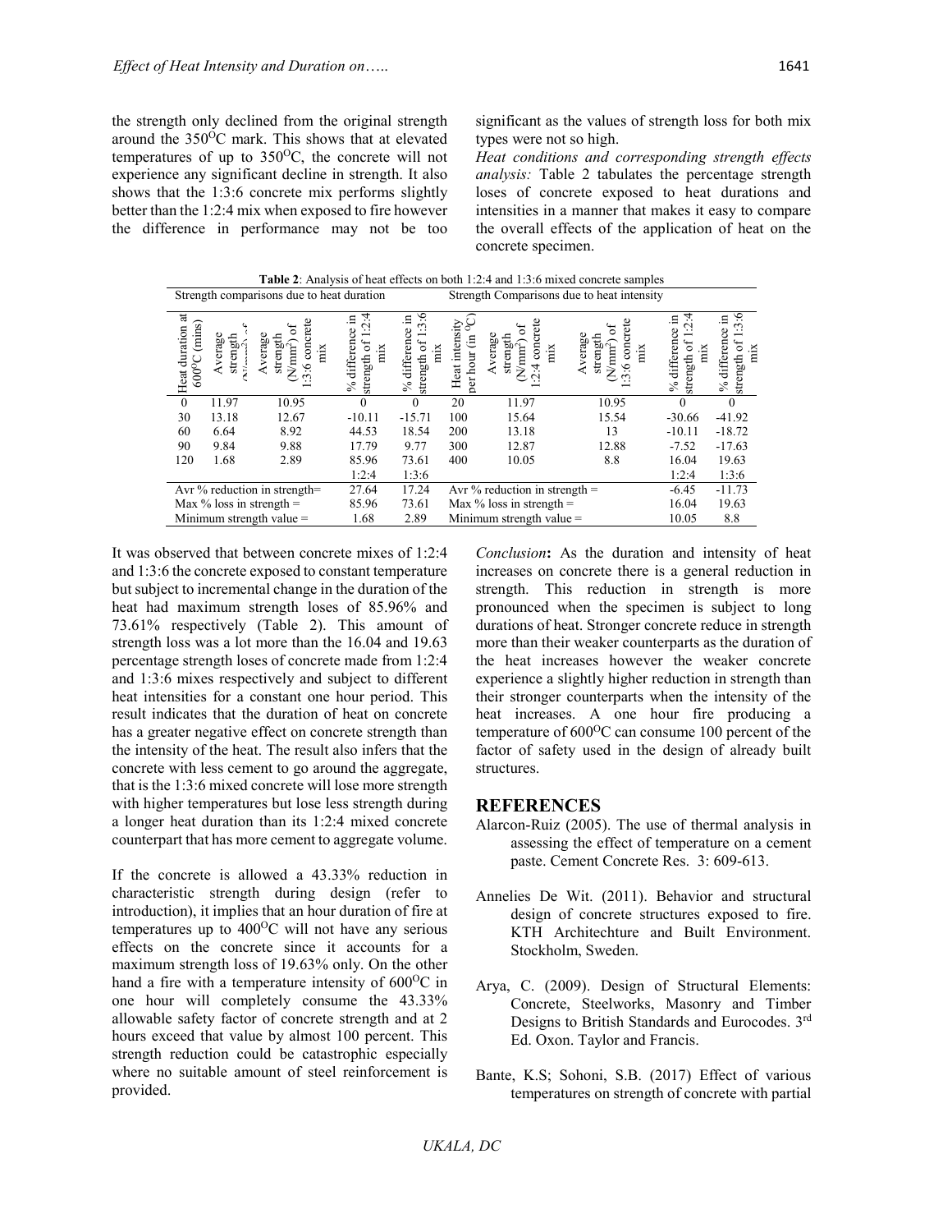the strength only declined from the original strength around the 350$^{O}$C mark. This shows that at elevated temperatures of up to 350$^{O}$C, the concrete will not experience any significant decline in strength. It also shows that the 1:3:6 concrete mix performs slightly better than the 1:2:4 mix when exposed to fire however the difference in performance may not be too significant as the values of strength loss for both mix types were not so high.

*Heat conditions and corresponding strength effects analysis:* Table 2 tabulates the percentage strength loses of concrete exposed to heat durations and intensities in a manner that makes it easy to compare the overall effects of the application of heat on the concrete specimen.

**Table 2**: Analysis of heat effects on both 1:2:4 and 1:3:6 mixed concrete samples

| Strength comparisons due to heat duration | | | | | Strength Comparisons due to heat intensity | | | | |
|---|---|---|---|---|---|---|---|---|---|
| Heat duration at 600$^{O}$C (mins) | Average strength (N/mm$^2$) of 1:2:4 concrete mix | Average strength (N/mm$^2$) of 1:3:6 concrete mix | % difference in strength of 1:2:4 mix | % difference in strength of 1:3:6 mix | Heat intensity per hour (in $^{O}$C) | Average strength (N/mm$^2$) of 1:2:4 concrete mix | Average strength (N/mm$^2$) of 1:3:6 concrete mix | % difference in strength of 1:2:4 mix | % difference in strength of 1:3:6 mix |
| 0 | 11.97 | 10.95 | 0 | 0 | 20 | 11.97 | 10.95 | 0 | 0 |
| 30 | 13.18 | 12.67 | -10.11 | -15.71 | 100 | 15.64 | 15.54 | -30.66 | -41.92 |
| 60 | 6.64 | 8.92 | 44.53 | 18.54 | 200 | 13.18 | 13 | -10.11 | -18.72 |
| 90 | 9.84 | 9.88 | 17.79 | 9.77 | 300 | 12.87 | 12.88 | -7.52 | -17.63 |
| 120 | 1.68 | 2.89 | 85.96 | 73.61 | 400 | 10.05 | 8.8 | 16.04 | 19.63 |
| | | | 1:2:4 | 1:3:6 | | | | 1:2:4 | 1:3:6 |
| Avr % reduction in strength= | | | 27.64 | 17.24 | Avr % reduction in strength = | | | -6.45 | -11.73 |
| Max % loss in strength = | | | 85.96 | 73.61 | Max % loss in strength = | | | 16.04 | 19.63 |
| Minimum strength value = | | | 1.68 | 2.89 | Minimum strength value = | | | 10.05 | 8.8 |

It was observed that between concrete mixes of 1:2:4 and 1:3:6 the concrete exposed to constant temperature but subject to incremental change in the duration of the heat had maximum strength loses of 85.96% and 73.61% respectively (Table 2). This amount of strength loss was a lot more than the 16.04 and 19.63 percentage strength loses of concrete made from 1:2:4 and 1:3:6 mixes respectively and subject to different heat intensities for a constant one hour period. This result indicates that the duration of heat on concrete has a greater negative effect on concrete strength than the intensity of the heat. The result also infers that the concrete with less cement to go around the aggregate, that is the 1:3:6 mixed concrete will lose more strength with higher temperatures but lose less strength during a longer heat duration than its 1:2:4 mixed concrete counterpart that has more cement to aggregate volume.

If the concrete is allowed a 43.33% reduction in characteristic strength during design (refer to introduction), it implies that an hour duration of fire at temperatures up to 400$^{O}$C will not have any serious effects on the concrete since it accounts for a maximum strength loss of 19.63% only. On the other hand a fire with a temperature intensity of 600$^{O}$C in one hour will completely consume the 43.33% allowable safety factor of concrete strength and at 2 hours exceed that value by almost 100 percent. This strength reduction could be catastrophic especially where no suitable amount of steel reinforcement is provided.

*Conclusion***:** As the duration and intensity of heat increases on concrete there is a general reduction in strength. This reduction in strength is more pronounced when the specimen is subject to long durations of heat. Stronger concrete reduce in strength more than their weaker counterparts as the duration of the heat increases however the weaker concrete experience a slightly higher reduction in strength than their stronger counterparts when the intensity of the heat increases. A one hour fire producing a temperature of 600$^{O}$C can consume 100 percent of the factor of safety used in the design of already built structures.

## REFERENCES

Alarcon-Ruiz (2005). The use of thermal analysis in assessing the effect of temperature on a cement paste. Cement Concrete Res. 3: 609-613.

Annelies De Wit. (2011). Behavior and structural design of concrete structures exposed to fire. KTH Architechture and Built Environment. Stockholm, Sweden.

Arya, C. (2009). Design of Structural Elements: Concrete, Steelworks, Masonry and Timber Designs to British Standards and Eurocodes. 3rd Ed. Oxon. Taylor and Francis.

Bante, K.S; Sohoni, S.B. (2017) Effect of various temperatures on strength of concrete with partial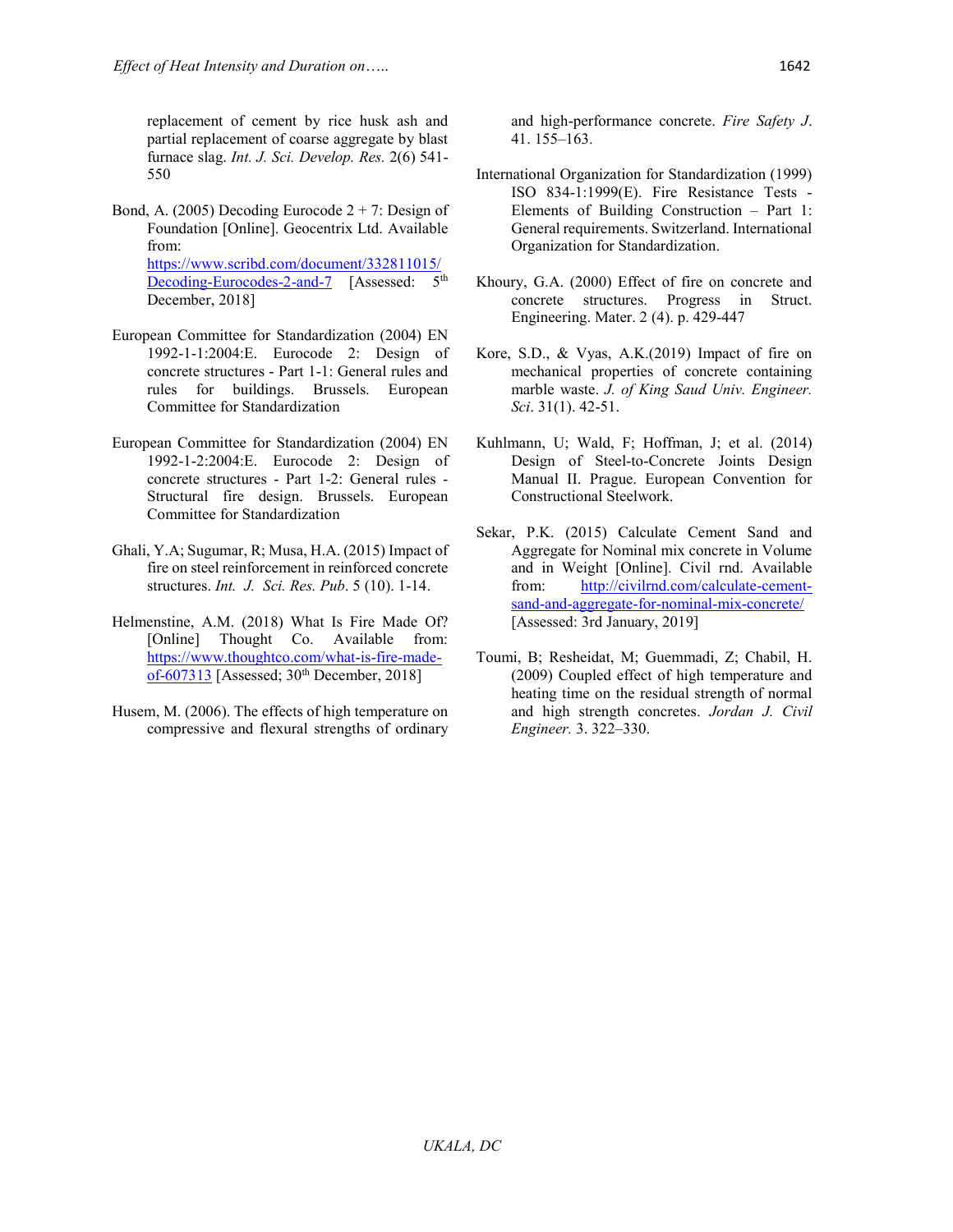replacement of cement by rice husk ash and partial replacement of coarse aggregate by blast furnace slag. *Int. J. Sci. Develop. Res.* 2(6) 541-550

Bond, A. (2005) Decoding Eurocode 2 + 7: Design of Foundation [Online]. Geocentrix Ltd. Available from: https://www.scribd.com/document/332811015/Decoding-Eurocodes-2-and-7 [Assessed: 5th December, 2018]

European Committee for Standardization (2004) EN 1992-1-1:2004:E. Eurocode 2: Design of concrete structures - Part 1-1: General rules and rules for buildings. Brussels. European Committee for Standardization

European Committee for Standardization (2004) EN 1992-1-2:2004:E. Eurocode 2: Design of concrete structures - Part 1-2: General rules - Structural fire design. Brussels. European Committee for Standardization

Ghali, Y.A; Sugumar, R; Musa, H.A. (2015) Impact of fire on steel reinforcement in reinforced concrete structures. *Int. J. Sci. Res. Pub*. 5 (10). 1-14.

Helmenstine, A.M. (2018) What Is Fire Made Of? [Online] Thought Co. Available from: https://www.thoughtco.com/what-is-fire-made-of-607313 [Assessed; 30th December, 2018]

Husem, M. (2006). The effects of high temperature on compressive and flexural strengths of ordinary and high-performance concrete. *Fire Safety J*. 41. 155–163.

International Organization for Standardization (1999) ISO 834-1:1999(E). Fire Resistance Tests - Elements of Building Construction – Part 1: General requirements. Switzerland. International Organization for Standardization.

Khoury, G.A. (2000) Effect of fire on concrete and concrete structures. Progress in Struct. Engineering. Mater. 2 (4). p. 429-447

Kore, S.D., & Vyas, A.K.(2019) Impact of fire on mechanical properties of concrete containing marble waste. *J. of King Saud Univ. Engineer. Sci*. 31(1). 42-51.

Kuhlmann, U; Wald, F; Hoffman, J; et al. (2014) Design of Steel-to-Concrete Joints Design Manual II. Prague. European Convention for Constructional Steelwork.

Sekar, P.K. (2015) Calculate Cement Sand and Aggregate for Nominal mix concrete in Volume and in Weight [Online]. Civil rnd. Available from: http://civilrnd.com/calculate-cement-sand-and-aggregate-for-nominal-mix-concrete/ [Assessed: 3rd January, 2019]

Toumi, B; Resheidat, M; Guemmadi, Z; Chabil, H. (2009) Coupled effect of high temperature and heating time on the residual strength of normal and high strength concretes. *Jordan J. Civil Engineer.* 3. 322–330.